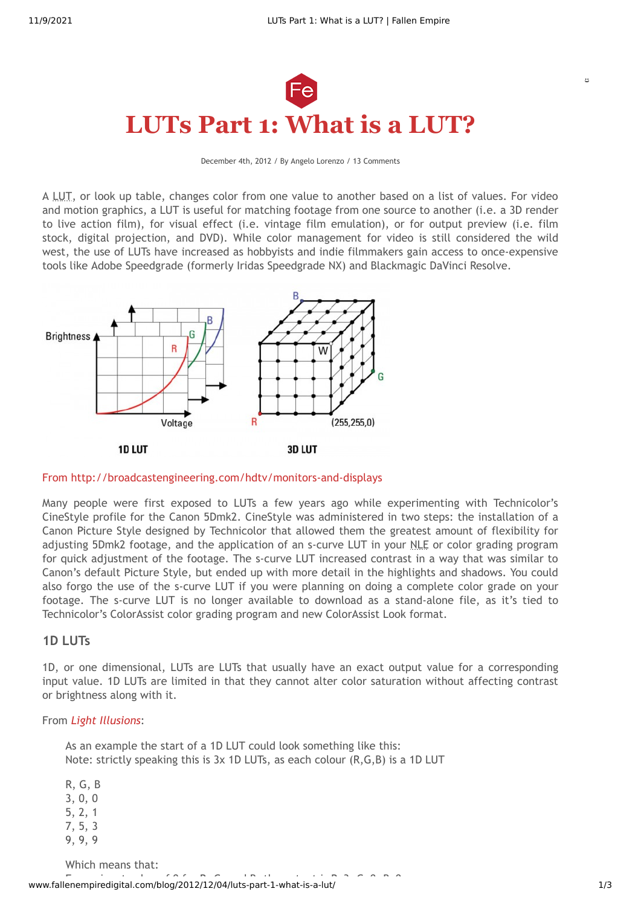# LUTs Part 1: What is a LUT?

December 4th, 2012 / By Angelo Lorenzo / 13 Comments

A LUT, or look up table, changes color from one value to another based on a list of values. For video and motion graphics, a LUT is useful for matching footage from one source to another (i.e. a 3D render to live action film), for visual effect (i.e. vintage film emulation), or for output preview (i.e. film stock, digital projection, and DVD). While color management for video is still considered the wild west, the use of LUTs have increased as hobbyists and indie filmmakers gain access to once-expensive tools like Adobe Speedgrade (formerly Iridas Speedgrade NX) and Blackmagic DaVinci Resolve.

From http://broadcastengineering.com/hdtv/monitors-and-displays

Many people were first exposed to LUTs a few years ago while experimenting with Technicolor's CineStyle profile for the Canon 5Dmk2. CineStyle was administered in two steps: the installation of a Canon Picture Style designed by Technicolor that allowed them the greatest amount of flexibility for adjusting 5Dmk2 footage, and the application of an s-curve LUT in your NLE or color grading program for quick adjustment of the footage. The s-curve LUT increased contrast in a way that was similar to Canon's default Picture Style, but ended up with more detail in the highlights and shadows. You could also forgo the use of the s-curve LUT if you were planning on doing a complete color grade on your footage. The s-curve LUT is no longer available to download as a stand-alone file, as it's tied to Technicolor's ColorAssist color grading program and new ColorAssist Look format.

## 1D LUTs

1D, or one dimensional, LUTs are LUTs that usually have an exact output value for a corresponding input value. 1D LUTs are limited in that they cannot alter color saturation without affecting contrast or brightness along with it.

From *Light Illusions*:

> As an example the start of a 1D LUT could look something like this:
> Note: strictly speaking this is 3x 1D LUTs, as each colour (R,G,B) is a 1D LUT
>
> R, G, B
> 3, 0, 0
> 5, 2, 1
> 7, 5, 3
> 9, 9, 9
>
> Which means that: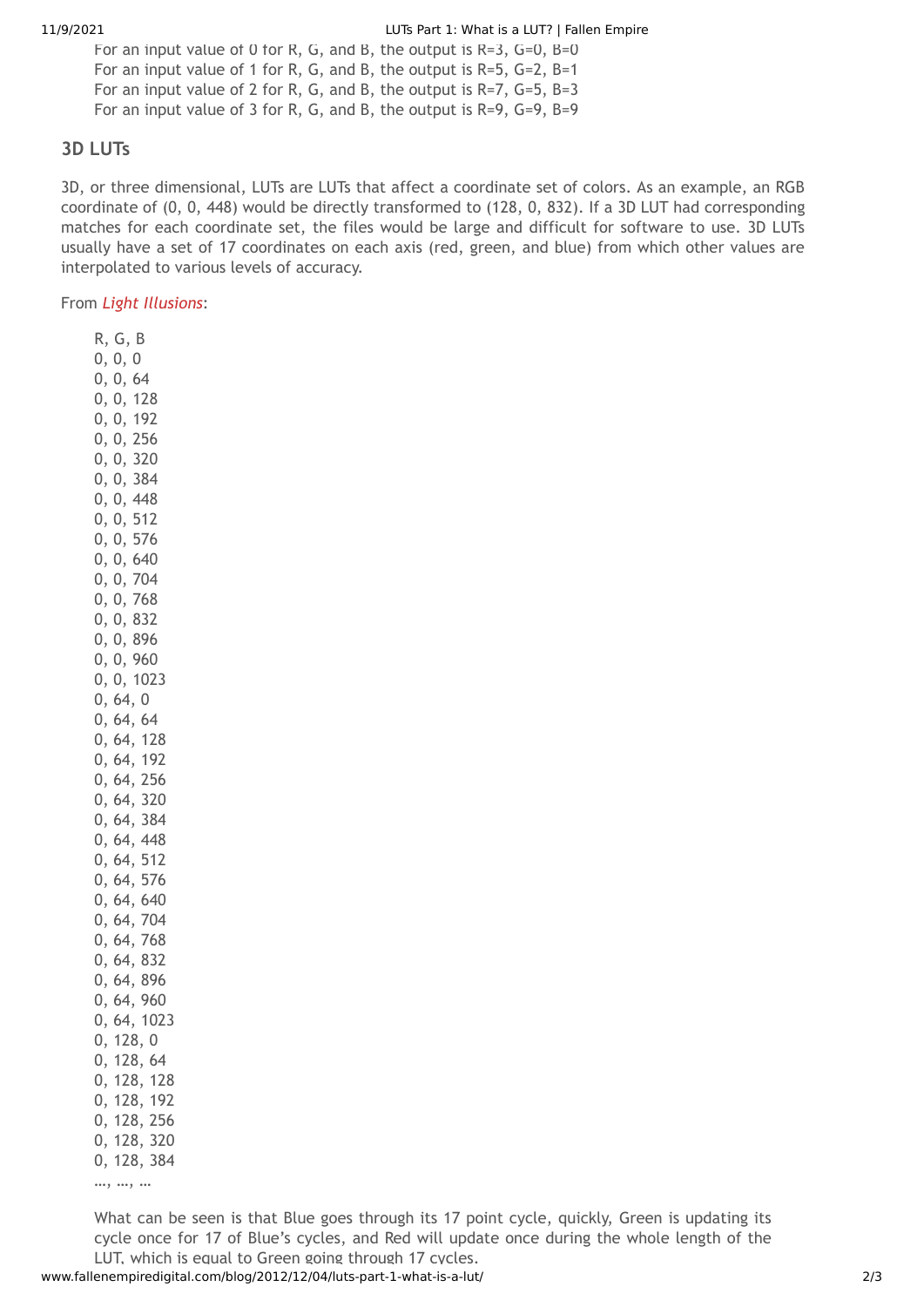For an input value of 0 for R, G, and B, the output is R=3, G=0, B=0
For an input value of 1 for R, G, and B, the output is R=5, G=2, B=1
For an input value of 2 for R, G, and B, the output is R=7, G=5, B=3
For an input value of 3 for R, G, and B, the output is R=9, G=9, B=9

### 3D LUTs

3D, or three dimensional, LUTs are LUTs that affect a coordinate set of colors. As an example, an RGB coordinate of (0, 0, 448) would be directly transformed to (128, 0, 832). If a 3D LUT had corresponding matches for each coordinate set, the files would be large and difficult for software to use. 3D LUTs usually have a set of 17 coordinates on each axis (red, green, and blue) from which other values are interpolated to various levels of accuracy.

From *Light Illusions*:

R, G, B
0, 0, 0
0, 0, 64
0, 0, 128
0, 0, 192
0, 0, 256
0, 0, 320
0, 0, 384
0, 0, 448
0, 0, 512
0, 0, 576
0, 0, 640
0, 0, 704
0, 0, 768
0, 0, 832
0, 0, 896
0, 0, 960
0, 0, 1023
0, 64, 0
0, 64, 64
0, 64, 128
0, 64, 192
0, 64, 256
0, 64, 320
0, 64, 384
0, 64, 448
0, 64, 512
0, 64, 576
0, 64, 640
0, 64, 704
0, 64, 768
0, 64, 832
0, 64, 896
0, 64, 960
0, 64, 1023
0, 128, 0
0, 128, 64
0, 128, 128
0, 128, 192
0, 128, 256
0, 128, 320
0, 128, 384
…, …, …

What can be seen is that Blue goes through its 17 point cycle, quickly, Green is updating its cycle once for 17 of Blue's cycles, and Red will update once during the whole length of the LUT, which is equal to Green going through 17 cycles.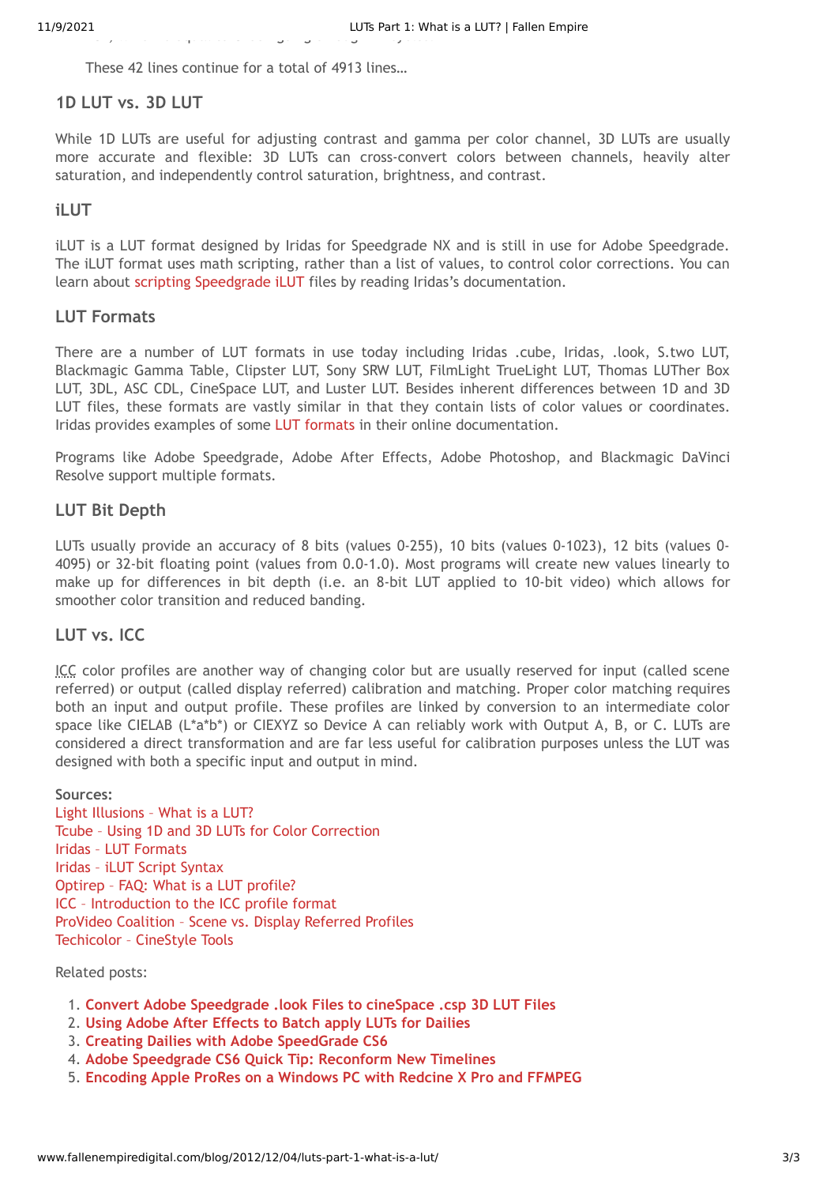These 42 lines continue for a total of 4913 lines…

## 1D LUT vs. 3D LUT

While 1D LUTs are useful for adjusting contrast and gamma per color channel, 3D LUTs are usually more accurate and flexible: 3D LUTs can cross-convert colors between channels, heavily alter saturation, and independently control saturation, brightness, and contrast.

## iLUT

iLUT is a LUT format designed by Iridas for Speedgrade NX and is still in use for Adobe Speedgrade. The iLUT format uses math scripting, rather than a list of values, to control color corrections. You can learn about scripting Speedgrade iLUT files by reading Iridas's documentation.

## LUT Formats

There are a number of LUT formats in use today including Iridas .cube, Iridas, .look, S.two LUT, Blackmagic Gamma Table, Clipster LUT, Sony SRW LUT, FilmLight TrueLight LUT, Thomas LUTher Box LUT, 3DL, ASC CDL, CineSpace LUT, and Luster LUT. Besides inherent differences between 1D and 3D LUT files, these formats are vastly similar in that they contain lists of color values or coordinates. Iridas provides examples of some LUT formats in their online documentation.

Programs like Adobe Speedgrade, Adobe After Effects, Adobe Photoshop, and Blackmagic DaVinci Resolve support multiple formats.

## LUT Bit Depth

LUTs usually provide an accuracy of 8 bits (values 0-255), 10 bits (values 0-1023), 12 bits (values 0-4095) or 32-bit floating point (values from 0.0-1.0). Most programs will create new values linearly to make up for differences in bit depth (i.e. an 8-bit LUT applied to 10-bit video) which allows for smoother color transition and reduced banding.

## LUT vs. ICC

ICC color profiles are another way of changing color but are usually reserved for input (called scene referred) or output (called display referred) calibration and matching. Proper color matching requires both an input and output profile. These profiles are linked by conversion to an intermediate color space like CIELAB (L*a*b*) or CIEXYZ so Device A can reliably work with Output A, B, or C. LUTs are considered a direct transformation and are far less useful for calibration purposes unless the LUT was designed with both a specific input and output in mind.

**Sources:**
Light Illusions – What is a LUT?
Tcube – Using 1D and 3D LUTs for Color Correction
Iridas – LUT Formats
Iridas – iLUT Script Syntax
Optirep – FAQ: What is a LUT profile?
ICC – Introduction to the ICC profile format
ProVideo Coalition – Scene vs. Display Referred Profiles
Techicolor – CineStyle Tools

Related posts:

1. **Convert Adobe Speedgrade .look Files to cineSpace .csp 3D LUT Files**
2. **Using Adobe After Effects to Batch apply LUTs for Dailies**
3. **Creating Dailies with Adobe SpeedGrade CS6**
4. **Adobe Speedgrade CS6 Quick Tip: Reconform New Timelines**
5. **Encoding Apple ProRes on a Windows PC with Redcine X Pro and FFMPEG**